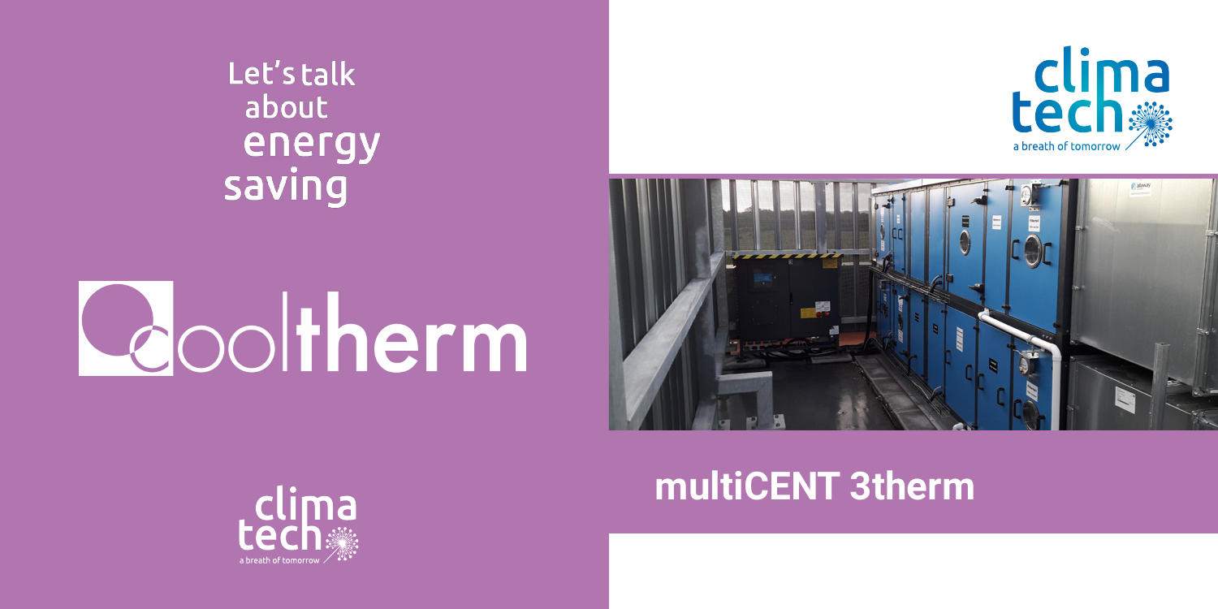Let's talk about energy saving

# cooltherm

clima tech
a breath of tomorrow

## multiCENT 3therm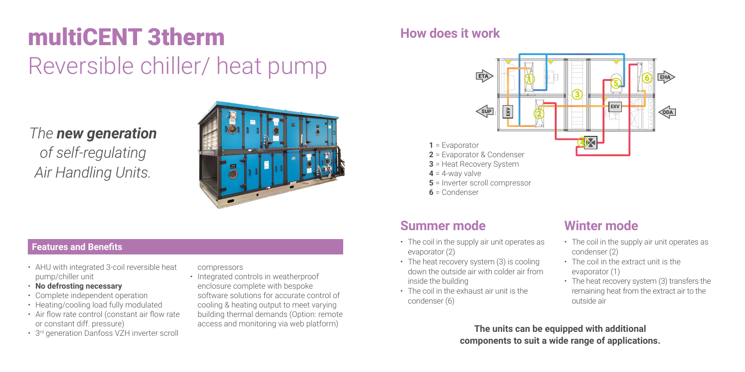# multiCENT 3therm

## Reversible chiller/ heat pump

*The **new generation** of self-regulating Air Handling Units.*

### Features and Benefits

- AHU with integrated 3-coil reversible heat pump/chiller unit
- **No defrosting necessary**
- Complete independent operation
- Heating/cooling load fully modulated
- Air flow rate control (constant air flow rate or constant diff. pressure)
- 3rd generation Danfoss VZH inverter scroll compressors
- Integrated controls in weatherproof enclosure complete with bespoke software solutions for accurate control of cooling & heating output to meet varying building thermal demands (Option: remote access and monitoring via web platform)

## How does it work

ETA
SUP
EXV
EHA
ODA
EXV

**1** = Evaporator
**2** = Evaporator & Condenser
**3** = Heat Recovery System
**4** = 4-way valve
**5** = Inverter scroll compressor
**6** = Condenser

## Summer mode

- The coil in the supply air unit operates as evaporator (2)
- The heat recovery system (3) is cooling down the outside air with colder air from inside the building
- The coil in the exhaust air unit is the condenser (6)

## Winter mode

- The coil in the supply air unit operates as condenser (2)
- The coil in the extract unit is the evaporator (1)
- The heat recovery system (3) transfers the remaining heat from the extract air to the outside air

**The units can be equipped with additional components to suit a wide range of applications.**